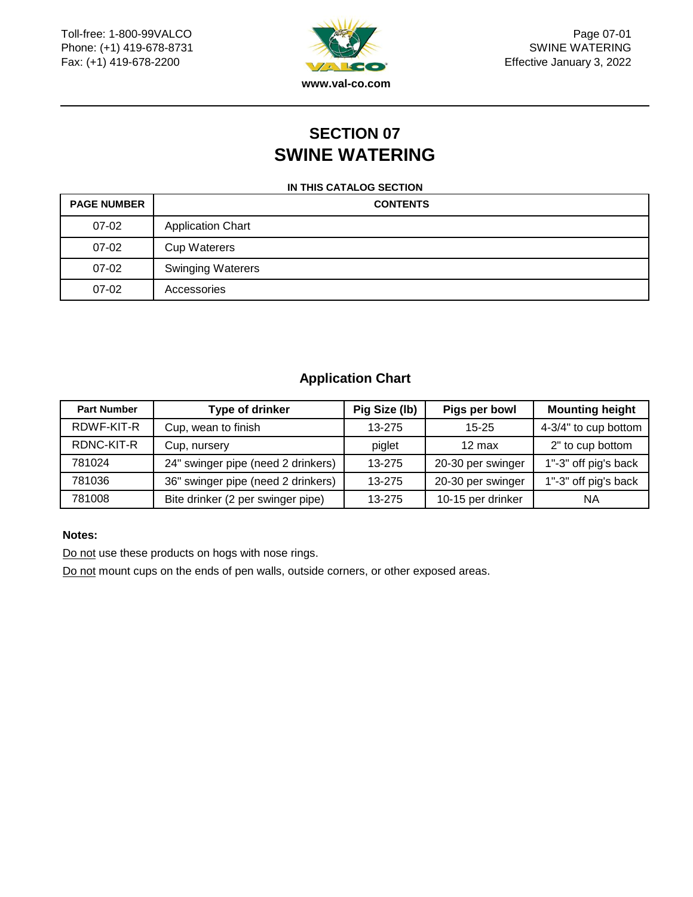# SECTION 07
# SWINE WATERING

**IN THIS CATALOG SECTION**

| PAGE NUMBER | CONTENTS |
|---|---|
| 07-02 | Application Chart |
| 07-02 | Cup Waterers |
| 07-02 | Swinging Waterers |
| 07-02 | Accessories |

## Application Chart

| Part Number | Type of drinker | Pig Size (lb) | Pigs per bowl | Mounting height |
|---|---|---|---|---|
| RDWF-KIT-R | Cup, wean to finish | 13-275 | 15-25 | 4-3/4" to cup bottom |
| RDNC-KIT-R | Cup, nursery | piglet | 12 max | 2" to cup bottom |
| 781024 | 24" swinger pipe (need 2 drinkers) | 13-275 | 20-30 per swinger | 1"-3" off pig's back |
| 781036 | 36" swinger pipe (need 2 drinkers) | 13-275 | 20-30 per swinger | 1"-3" off pig's back |
| 781008 | Bite drinker (2 per swinger pipe) | 13-275 | 10-15 per drinker | NA |

**Notes:**

Do not use these products on hogs with nose rings.

Do not mount cups on the ends of pen walls, outside corners, or other exposed areas.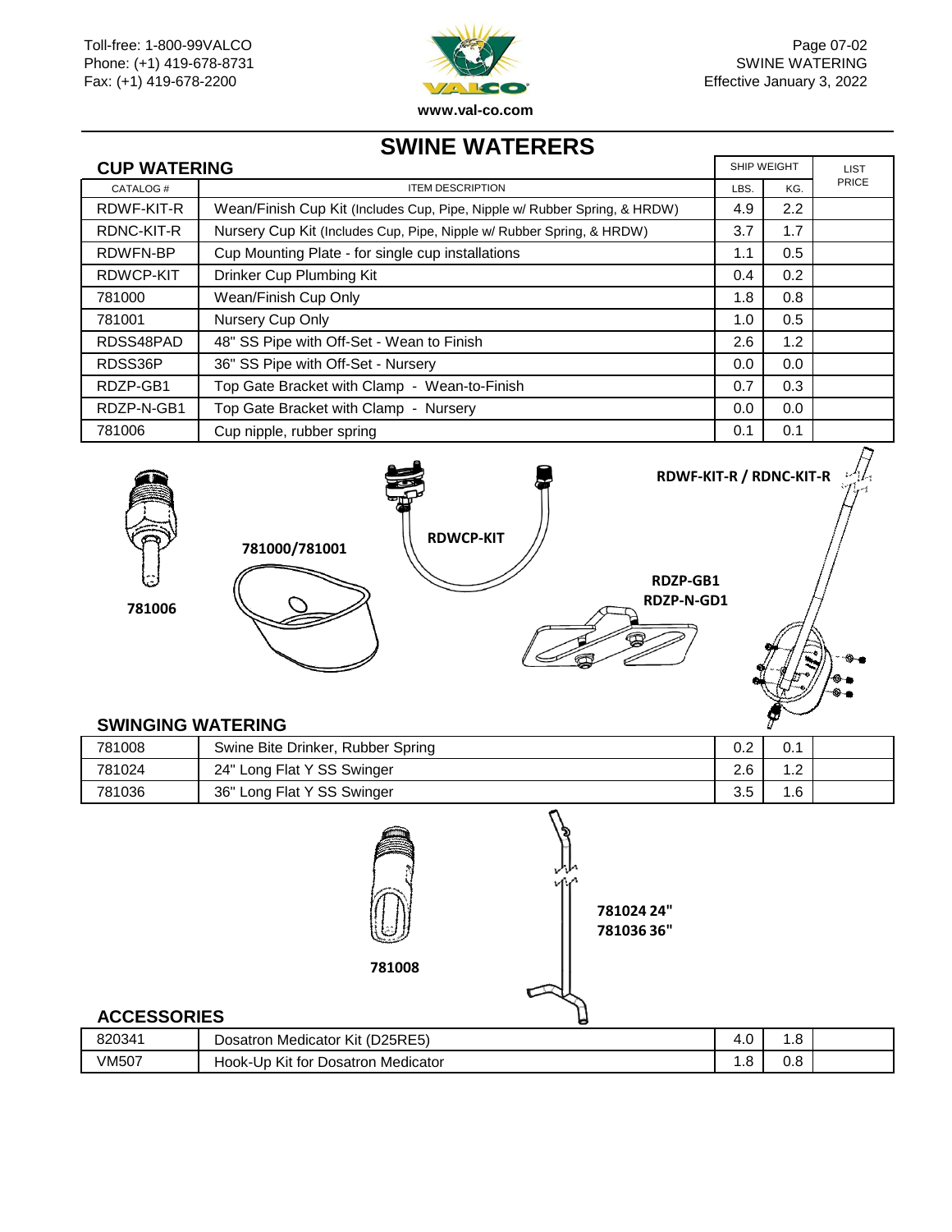# SWINE WATERERS

## CUP WATERING

| CATALOG # | ITEM DESCRIPTION | SHIP WEIGHT LBS. | KG. | LIST PRICE |
|---|---|---|---|---|
| RDWF-KIT-R | Wean/Finish Cup Kit (Includes Cup, Pipe, Nipple w/ Rubber Spring, & HRDW) | 4.9 | 2.2 | |
| RDNC-KIT-R | Nursery Cup Kit (Includes Cup, Pipe, Nipple w/ Rubber Spring, & HRDW) | 3.7 | 1.7 | |
| RDWFN-BP | Cup Mounting Plate - for single cup installations | 1.1 | 0.5 | |
| RDWCP-KIT | Drinker Cup Plumbing Kit | 0.4 | 0.2 | |
| 781000 | Wean/Finish Cup Only | 1.8 | 0.8 | |
| 781001 | Nursery Cup Only | 1.0 | 0.5 | |
| RDSS48PAD | 48" SS Pipe with Off-Set - Wean to Finish | 2.6 | 1.2 | |
| RDSS36P | 36" SS Pipe with Off-Set - Nursery | 0.0 | 0.0 | |
| RDZP-GB1 | Top Gate Bracket with Clamp - Wean-to-Finish | 0.7 | 0.3 | |
| RDZP-N-GB1 | Top Gate Bracket with Clamp - Nursery | 0.0 | 0.0 | |
| 781006 | Cup nipple, rubber spring | 0.1 | 0.1 | |

781006

781000/781001

RDWCP-KIT

RDZP-GB1
RDZP-N-GD1

RDWF-KIT-R / RDNC-KIT-R

## SWINGING WATERING

| CATALOG # | ITEM DESCRIPTION | LBS. | KG. | LIST PRICE |
|---|---|---|---|---|
| 781008 | Swine Bite Drinker, Rubber Spring | 0.2 | 0.1 | |
| 781024 | 24" Long Flat Y SS Swinger | 2.6 | 1.2 | |
| 781036 | 36" Long Flat Y SS Swinger | 3.5 | 1.6 | |

781008

781024 24"
781036 36"

## ACCESSORIES

| CATALOG # | ITEM DESCRIPTION | LBS. | KG. | LIST PRICE |
|---|---|---|---|---|
| 820341 | Dosatron Medicator Kit (D25RE5) | 4.0 | 1.8 | |
| VM507 | Hook-Up Kit for Dosatron Medicator | 1.8 | 0.8 | |